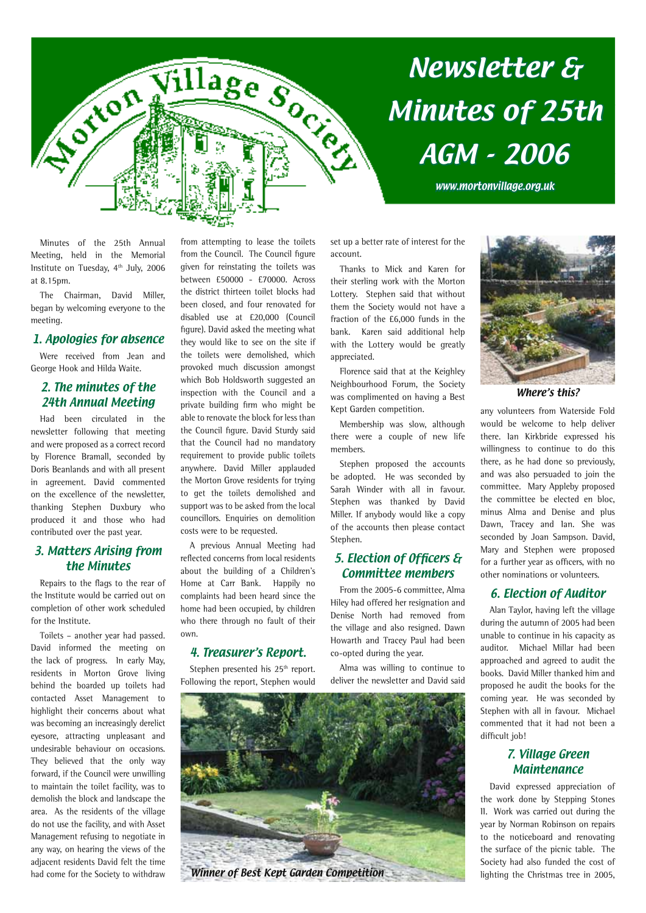# Newsletter & Minutes of 25th AGM - 2006

Morton Village Society

www.mortonvillage.org.uk

Minutes of the 25th Annual Meeting, held in the Memorial Institute on Tuesday, 4th July, 2006 at 8.15pm.

The Chairman, David Miller, began by welcoming everyone to the meeting.

## 1. Apologies for absence

Were received from Jean and George Hook and Hilda Waite.

## 2. The minutes of the 24th Annual Meeting

Had been circulated in the newsletter following that meeting and were proposed as a correct record by Florence Bramall, seconded by Doris Beanlands and with all present in agreement. David commented on the excellence of the newsletter, thanking Stephen Duxbury who produced it and those who had contributed over the past year.

## 3. Matters Arising from the Minutes

Repairs to the flags to the rear of the Institute would be carried out on completion of other work scheduled for the Institute.

Toilets – another year had passed. David informed the meeting on the lack of progress. In early May, residents in Morton Grove living behind the boarded up toilets had contacted Asset Management to highlight their concerns about what was becoming an increasingly derelict eyesore, attracting unpleasant and undesirable behaviour on occasions. They believed that the only way forward, if the Council were unwilling to maintain the toilet facility, was to demolish the block and landscape the area. As the residents of the village do not use the facility, and with Asset Management refusing to negotiate in any way, on hearing the views of the adjacent residents David felt the time had come for the Society to withdraw from attempting to lease the toilets from the Council. The Council figure given for reinstating the toilets was between £50000 - £70000. Across the district thirteen toilet blocks had been closed, and four renovated for disabled use at £20,000 (Council figure). David asked the meeting what they would like to see on the site if the toilets were demolished, which provoked much discussion amongst which Bob Holdsworth suggested an inspection with the Council and a private building firm who might be able to renovate the block for less than the Council figure. David Sturdy said that the Council had no mandatory requirement to provide public toilets anywhere. David Miller applauded the Morton Grove residents for trying to get the toilets demolished and support was to be asked from the local councillors. Enquiries on demolition costs were to be requested.

A previous Annual Meeting had reflected concerns from local residents about the building of a Children's Home at Carr Bank. Happily no complaints had been heard since the home had been occupied, by children who there through no fault of their own.

## 4. Treasurer's Report.

Stephen presented his 25th report. Following the report, Stephen would set up a better rate of interest for the account.

Thanks to Mick and Karen for their sterling work with the Morton Lottery. Stephen said that without them the Society would not have a fraction of the £6,000 funds in the bank. Karen said additional help with the Lottery would be greatly appreciated.

Florence said that at the Keighley Neighbourhood Forum, the Society was complimented on having a Best Kept Garden competition.

Membership was slow, although there were a couple of new life members.

Stephen proposed the accounts be adopted. He was seconded by Sarah Winder with all in favour. Stephen was thanked by David Miller. If anybody would like a copy of the accounts then please contact Stephen.

## 5. Election of Officers & Committee members

From the 2005-6 committee, Alma Hiley had offered her resignation and Denise North had removed from the village and also resigned. Dawn Howarth and Tracey Paul had been co-opted during the year.

Alma was willing to continue to deliver the newsletter and David said any volunteers from Waterside Fold would be welcome to help deliver there. Ian Kirkbride expressed his willingness to continue to do this there, as he had done so previously, and was also persuaded to join the committee. Mary Appleby proposed the committee be elected en bloc, minus Alma and Denise and plus Dawn, Tracey and Ian. She was seconded by Joan Sampson. David, Mary and Stephen were proposed for a further year as officers, with no other nominations or volunteers.

*Winner of Best Kept Garden Competition*

*Where's this?*

## 6. Election of Auditor

Alan Taylor, having left the village during the autumn of 2005 had been unable to continue in his capacity as auditor. Michael Millar had been approached and agreed to audit the books. David Miller thanked him and proposed he audit the books for the coming year. He was seconded by Stephen with all in favour. Michael commented that it had not been a difficult job!

## 7. Village Green Maintenance

David expressed appreciation of the work done by Stepping Stones II. Work was carried out during the year by Norman Robinson on repairs to the noticeboard and renovating the surface of the picnic table. The Society had also funded the cost of lighting the Christmas tree in 2005,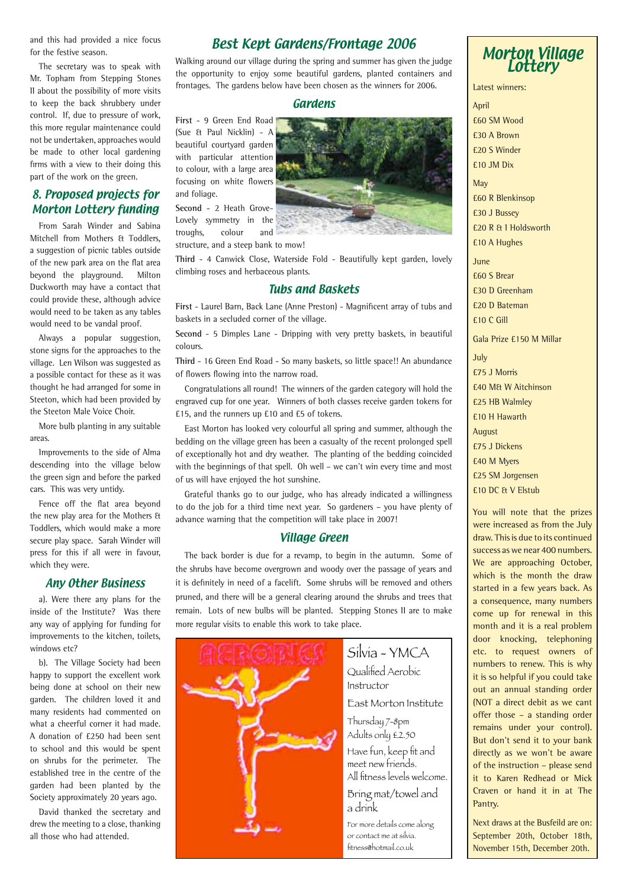and this had provided a nice focus for the festive season.

The secretary was to speak with Mr. Topham from Stepping Stones II about the possibility of more visits to keep the back shrubbery under control. If, due to pressure of work, this more regular maintenance could not be undertaken, approaches would be made to other local gardening firms with a view to their doing this part of the work on the green.

## 8. Proposed projects for Morton Lottery funding

From Sarah Winder and Sabina Mitchell from Mothers & Toddlers, a suggestion of picnic tables outside of the new park area on the flat area beyond the playground. Milton Duckworth may have a contact that could provide these, although advice would need to be taken as any tables would need to be vandal proof.

Always a popular suggestion, stone signs for the approaches to the village. Len Wilson was suggested as a possible contact for these as it was thought he had arranged for some in Steeton, which had been provided by the Steeton Male Voice Choir.

More bulb planting in any suitable areas.

Improvements to the side of Alma descending into the village below the green sign and before the parked cars. This was very untidy.

Fence off the flat area beyond the new play area for the Mothers & Toddlers, which would make a more secure play space. Sarah Winder will press for this if all were in favour, which they were.

## Any Other Business

a). Were there any plans for the inside of the Institute? Was there any way of applying for funding for improvements to the kitchen, toilets, windows etc?

b). The Village Society had been happy to support the excellent work being done at school on their new garden. The children loved it and many residents had commented on what a cheerful corner it had made. A donation of £250 had been sent to school and this would be spent on shrubs for the perimeter. The established tree in the centre of the garden had been planted by the Society approximately 20 years ago.

David thanked the secretary and drew the meeting to a close, thanking all those who had attended.

# Best Kept Gardens/Frontage 2006

Walking around our village during the spring and summer has given the judge the opportunity to enjoy some beautiful gardens, planted containers and frontages. The gardens below have been chosen as the winners for 2006.

## Gardens

**First** - 9 Green End Road (Sue & Paul Nicklin) - A beautiful courtyard garden with particular attention to colour, with a large area focusing on white flowers and foliage.

**Second** - 2 Heath Grove- Lovely symmetry in the troughs, colour and structure, and a steep bank to mow!

**Third** - 4 Canwick Close, Waterside Fold - Beautifully kept garden, lovely climbing roses and herbaceous plants.

## Tubs and Baskets

**First** - Laurel Barn, Back Lane (Anne Preston) - Magnificent array of tubs and baskets in a secluded corner of the village.

**Second** - 5 Dimples Lane - Dripping with very pretty baskets, in beautiful colours.

**Third** - 16 Green End Road - So many baskets, so little space!! An abundance of flowers flowing into the narrow road.

Congratulations all round! The winners of the garden category will hold the engraved cup for one year. Winners of both classes receive garden tokens for £15, and the runners up £10 and £5 of tokens.

East Morton has looked very colourful all spring and summer, although the bedding on the village green has been a casualty of the recent prolonged spell of exceptionally hot and dry weather. The planting of the bedding coincided with the beginnings of that spell. Oh well – we can't win every time and most of us will have enjoyed the hot sunshine.

Grateful thanks go to our judge, who has already indicated a willingness to do the job for a third time next year. So gardeners – you have plenty of advance warning that the competition will take place in 2007!

## Village Green

The back border is due for a revamp, to begin in the autumn. Some of the shrubs have become overgrown and woody over the passage of years and it is definitely in need of a facelift. Some shrubs will be removed and others pruned, and there will be a general clearing around the shrubs and trees that remain. Lots of new bulbs will be planted. Stepping Stones II are to make more regular visits to enable this work to take place.

AEROBICS

Silvia - YMCA
Qualified Aerobic Instructor

East Morton Institute

Thursday 7-8pm
Adults only £2.50

Have fun, keep fit and meet new friends.
All fitness levels welcome.

Bring mat/towel and a drink

For more details come along or contact me at silvia.fitness@hotmail.co.uk

# Morton Village Lottery

Latest winners:

April
£60 SM Wood
£30 A Brown
£20 S Winder
£10 JM Dix

May
£60 R Blenkinsop
£30 J Bussey
£20 R & I Holdsworth
£10 A Hughes

June
£60 S Brear
£30 D Greenham
£20 D Bateman
£10 C Gill

Gala Prize £150 M Millar

July
£75 J Morris
£40 M& W Aitchinson
£25 HB Walmley
£10 H Hawarth

August
£75 J Dickens
£40 M Myers
£25 SM Jorgensen
£10 DC & V Elstub

You will note that the prizes were increased as from the July draw. This is due to its continued success as we near 400 numbers. We are approaching October, which is the month the draw started in a few years back. As a consequence, many numbers come up for renewal in this month and it is a real problem door knocking, telephoning etc. to request owners of numbers to renew. This is why it is so helpful if you could take out an annual standing order (NOT a direct debit as we cant offer those – a standing order remains under your control). But don't send it to your bank directly as we won't be aware of the instruction – please send it to Karen Redhead or Mick Craven or hand it in at The Pantry.

Next draws at the Busfeild are on: September 20th, October 18th, November 15th, December 20th.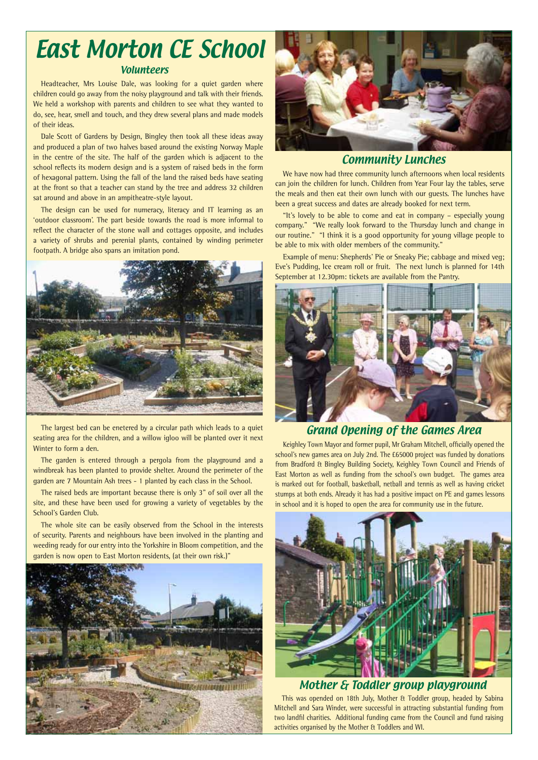# East Morton CE School

## Volunteers

Headteacher, Mrs Louise Dale, was looking for a quiet garden where children could go away from the noisy playground and talk with their friends. We held a workshop with parents and children to see what they wanted to do, see, hear, smell and touch, and they drew several plans and made models of their ideas.

Dale Scott of Gardens by Design, Bingley then took all these ideas away and produced a plan of two halves based around the existing Norway Maple in the centre of the site. The half of the garden which is adjacent to the school reflects its modern design and is a system of raised beds in the form of hexagonal pattern. Using the fall of the land the raised beds have seating at the front so that a teacher can stand by the tree and address 32 children sat around and above in an ampitheatre-style layout.

The design can be used for numeracy, literacy and IT learning as an 'outdoor classroom'. The part beside towards the road is more informal to reflect the character of the stone wall and cottages opposite, and includes a variety of shrubs and perenial plants, contained by winding perimeter footpath. A bridge also spans an imitation pond.

The largest bed can be enetered by a circular path which leads to a quiet seating area for the children, and a willow igloo will be planted over it next Winter to form a den.

The garden is entered through a pergola from the playground and a windbreak has been planted to provide shelter. Around the perimeter of the garden are 7 Mountain Ash trees - 1 planted by each class in the School.

The raised beds are important because there is only 3" of soil over all the site, and these have been used for growing a variety of vegetables by the School's Garden Club.

The whole site can be easily observed from the School in the interests of security. Parents and neighbours have been involved in the planting and weeding ready for our entry into the Yorkshire in Bloom competition, and the garden is now open to East Morton residents, (at their own risk.)"

## Community Lunches

We have now had three community lunch afternoons when local residents can join the children for lunch. Children from Year Four lay the tables, serve the meals and then eat their own lunch with our guests. The lunches have been a great success and dates are already booked for next term.

"It's lovely to be able to come and eat in company – especially young company." "We really look forward to the Thursday lunch and change in our routine." "I think it is a good opportunity for young village people to be able to mix with older members of the community."

Example of menu: Shepherds' Pie or Sneaky Pie; cabbage and mixed veg; Eve's Pudding, Ice cream roll or fruit. The next lunch is planned for 14th September at 12.30pm: tickets are available from the Pantry.

## Grand Opening of the Games Area

Keighley Town Mayor and former pupil, Mr Graham Mitchell, officially opened the school's new games area on July 2nd. The £65000 project was funded by donations from Bradford & Bingley Building Society, Keighley Town Council and Friends of East Morton as well as funding from the school's own budget. The games area is marked out for football, basketball, netball and tennis as well as having cricket stumps at both ends. Already it has had a positive impact on PE and games lessons in school and it is hoped to open the area for community use in the future.

## Mother & Toddler group playground

This was opended on 18th July, Mother & Toddler group, headed by Sabina Mitchell and Sara Winder, were successful in attracting substantial funding from two landfil charities. Additional funding came from the Council and fund raising activities organised by the Mother & Toddlers and WI.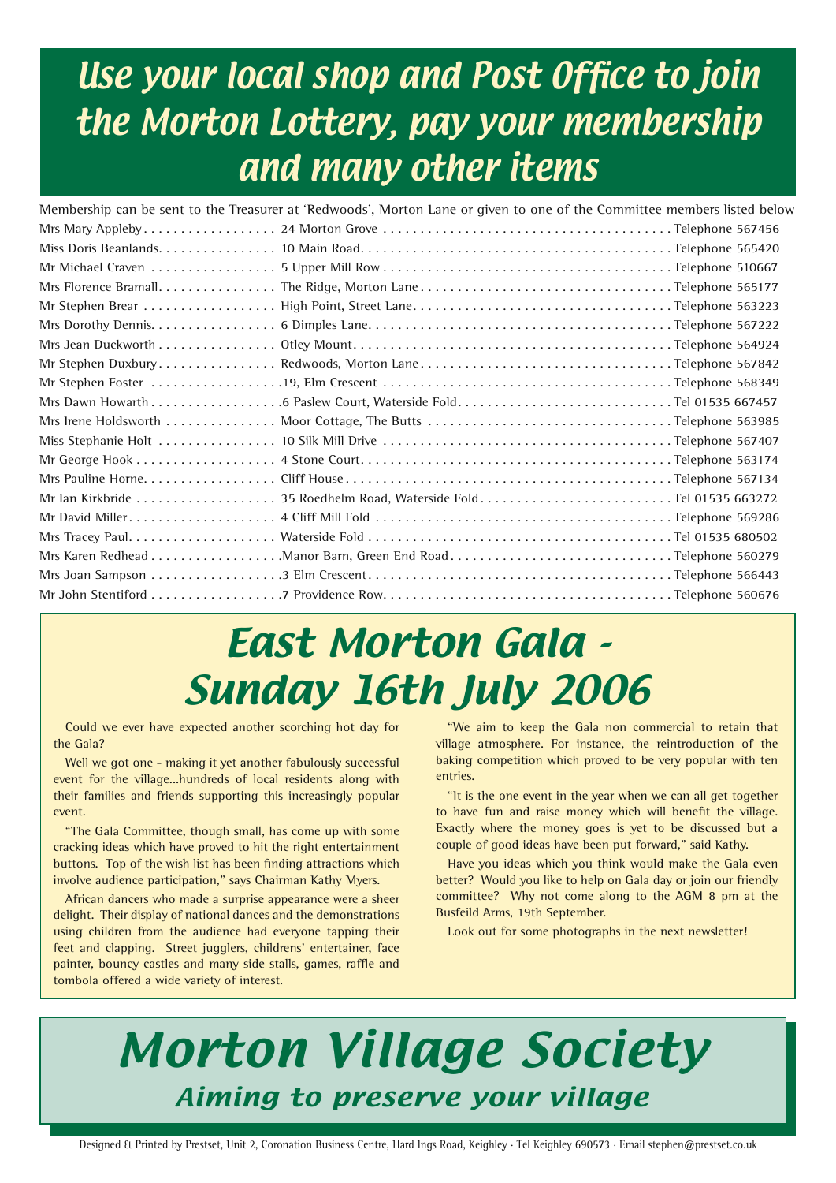# Use your local shop and Post Office to join the Morton Lottery, pay your membership and many other items

Membership can be sent to the Treasurer at 'Redwoods', Morton Lane or given to one of the Committee members listed below

| | | |
|---|---|---|
| Mrs Mary Appleby | 24 Morton Grove | Telephone 567456 |
| Miss Doris Beanlands | 10 Main Road | Telephone 565420 |
| Mr Michael Craven | 5 Upper Mill Row | Telephone 510667 |
| Mrs Florence Bramall | The Ridge, Morton Lane | Telephone 565177 |
| Mr Stephen Brear | High Point, Street Lane | Telephone 563223 |
| Mrs Dorothy Dennis | 6 Dimples Lane | Telephone 567222 |
| Mrs Jean Duckworth | Otley Mount | Telephone 564924 |
| Mr Stephen Duxbury | Redwoods, Morton Lane | Telephone 567842 |
| Mr Stephen Foster | 19, Elm Crescent | Telephone 568349 |
| Mrs Dawn Howarth | 6 Paslew Court, Waterside Fold | Tel 01535 667457 |
| Mrs Irene Holdsworth | Moor Cottage, The Butts | Telephone 563985 |
| Miss Stephanie Holt | 10 Silk Mill Drive | Telephone 567407 |
| Mr George Hook | 4 Stone Court | Telephone 563174 |
| Mrs Pauline Horne | Cliff House | Telephone 567134 |
| Mr Ian Kirkbride | 35 Roedhelm Road, Waterside Fold | Tel 01535 663272 |
| Mr David Miller | 4 Cliff Mill Fold | Telephone 569286 |
| Mrs Tracey Paul | Waterside Fold | Tel 01535 680502 |
| Mrs Karen Redhead | Manor Barn, Green End Road | Telephone 560279 |
| Mrs Joan Sampson | 3 Elm Crescent | Telephone 566443 |
| Mr John Stentiford | 7 Providence Row | Telephone 560676 |

# East Morton Gala - Sunday 16th July 2006

Could we ever have expected another scorching hot day for the Gala?

Well we got one - making it yet another fabulously successful event for the village...hundreds of local residents along with their families and friends supporting this increasingly popular event.

"The Gala Committee, though small, has come up with some cracking ideas which have proved to hit the right entertainment buttons. Top of the wish list has been finding attractions which involve audience participation," says Chairman Kathy Myers.

African dancers who made a surprise appearance were a sheer delight. Their display of national dances and the demonstrations using children from the audience had everyone tapping their feet and clapping. Street jugglers, childrens' entertainer, face painter, bouncy castles and many side stalls, games, raffle and tombola offered a wide variety of interest.

"We aim to keep the Gala non commercial to retain that village atmosphere. For instance, the reintroduction of the baking competition which proved to be very popular with ten entries.

"It is the one event in the year when we can all get together to have fun and raise money which will benefit the village. Exactly where the money goes is yet to be discussed but a couple of good ideas have been put forward," said Kathy.

Have you ideas which you think would make the Gala even better? Would you like to help on Gala day or join our friendly committee? Why not come along to the AGM 8 pm at the Busfeild Arms, 19th September.

Look out for some photographs in the next newsletter!

# Morton Village Society

## Aiming to preserve your village

Designed & Printed by Prestset, Unit 2, Coronation Business Centre, Hard Ings Road, Keighley · Tel Keighley 690573 · Email stephen@prestset.co.uk